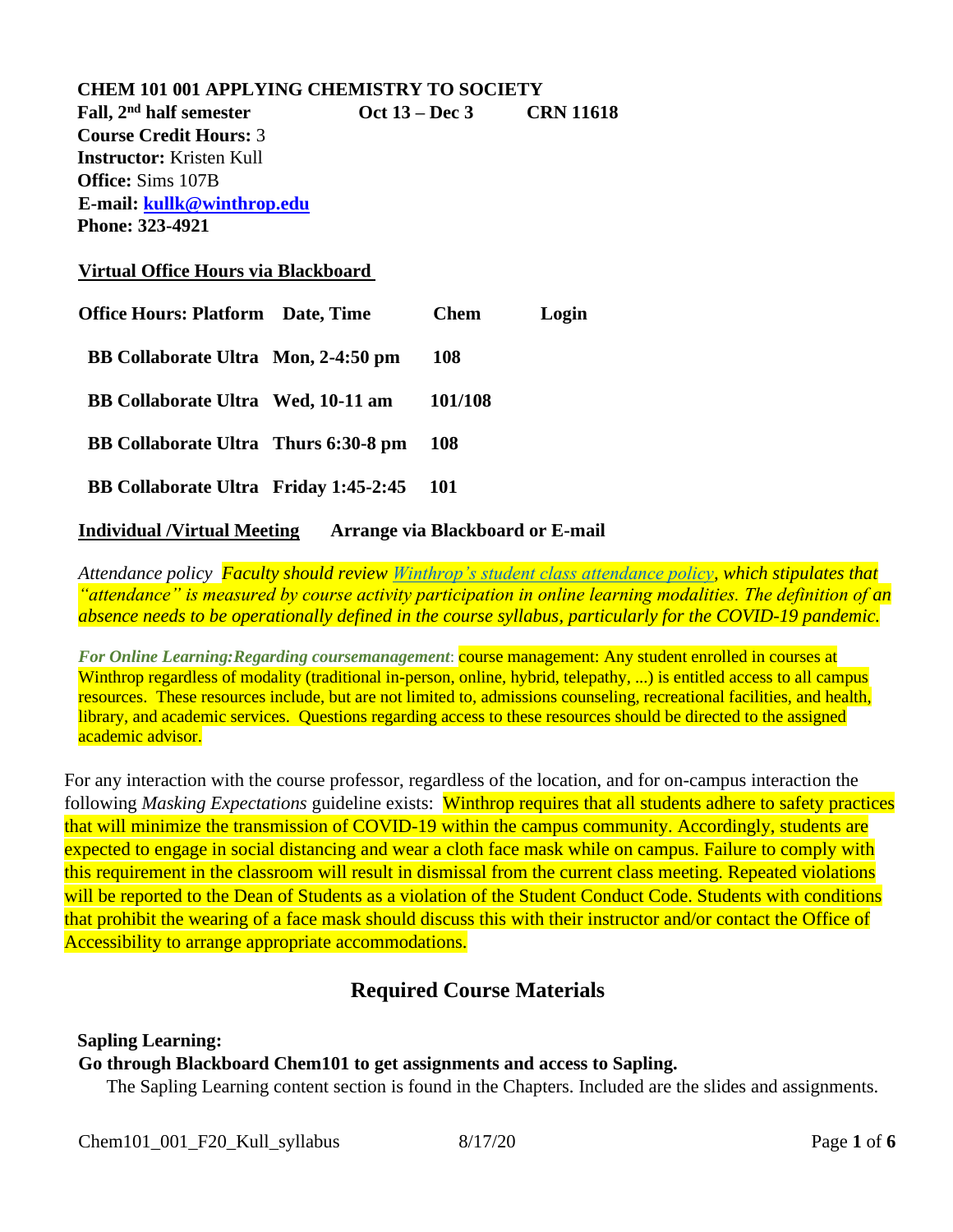**CHEM 101 001 APPLYING CHEMISTRY TO SOCIETY**
**Fall, 2nd half semester** **Oct 13 – Dec 3** **CRN 11618**
**Course Credit Hours:** 3
**Instructor:** Kristen Kull
**Office:** Sims 107B
**E-mail:** **kullk@winthrop.edu**
**Phone: 323-4921**

**Virtual Office Hours via Blackboard**

| Office Hours: Platform | Date, Time | Chem | Login |
|---|---|---|---|
| BB Collaborate Ultra | Mon, 2-4:50 pm | 108 | |
| BB Collaborate Ultra | Wed, 10-11 am | 101/108 | |
| BB Collaborate Ultra | Thurs 6:30-8 pm | 108 | |
| BB Collaborate Ultra | Friday 1:45-2:45 | 101 | |

**Individual /Virtual Meeting** **Arrange via Blackboard or E-mail**

*Attendance policy Faculty should review Winthrop's student class attendance policy, which stipulates that "attendance" is measured by course activity participation in online learning modalities. The definition of an absence needs to be operationally defined in the course syllabus, particularly for the COVID-19 pandemic.*

***For Online Learning:Regarding coursemanagement***: course management: Any student enrolled in courses at Winthrop regardless of modality (traditional in-person, online, hybrid, telepathy, ...) is entitled access to all campus resources. These resources include, but are not limited to, admissions counseling, recreational facilities, and health, library, and academic services. Questions regarding access to these resources should be directed to the assigned academic advisor.

For any interaction with the course professor, regardless of the location, and for on-campus interaction the following *Masking Expectations* guideline exists: Winthrop requires that all students adhere to safety practices that will minimize the transmission of COVID-19 within the campus community. Accordingly, students are expected to engage in social distancing and wear a cloth face mask while on campus. Failure to comply with this requirement in the classroom will result in dismissal from the current class meeting. Repeated violations will be reported to the Dean of Students as a violation of the Student Conduct Code. Students with conditions that prohibit the wearing of a face mask should discuss this with their instructor and/or contact the Office of Accessibility to arrange appropriate accommodations.

## Required Course Materials

**Sapling Learning:**
**Go through Blackboard Chem101 to get assignments and access to Sapling.**
The Sapling Learning content section is found in the Chapters. Included are the slides and assignments.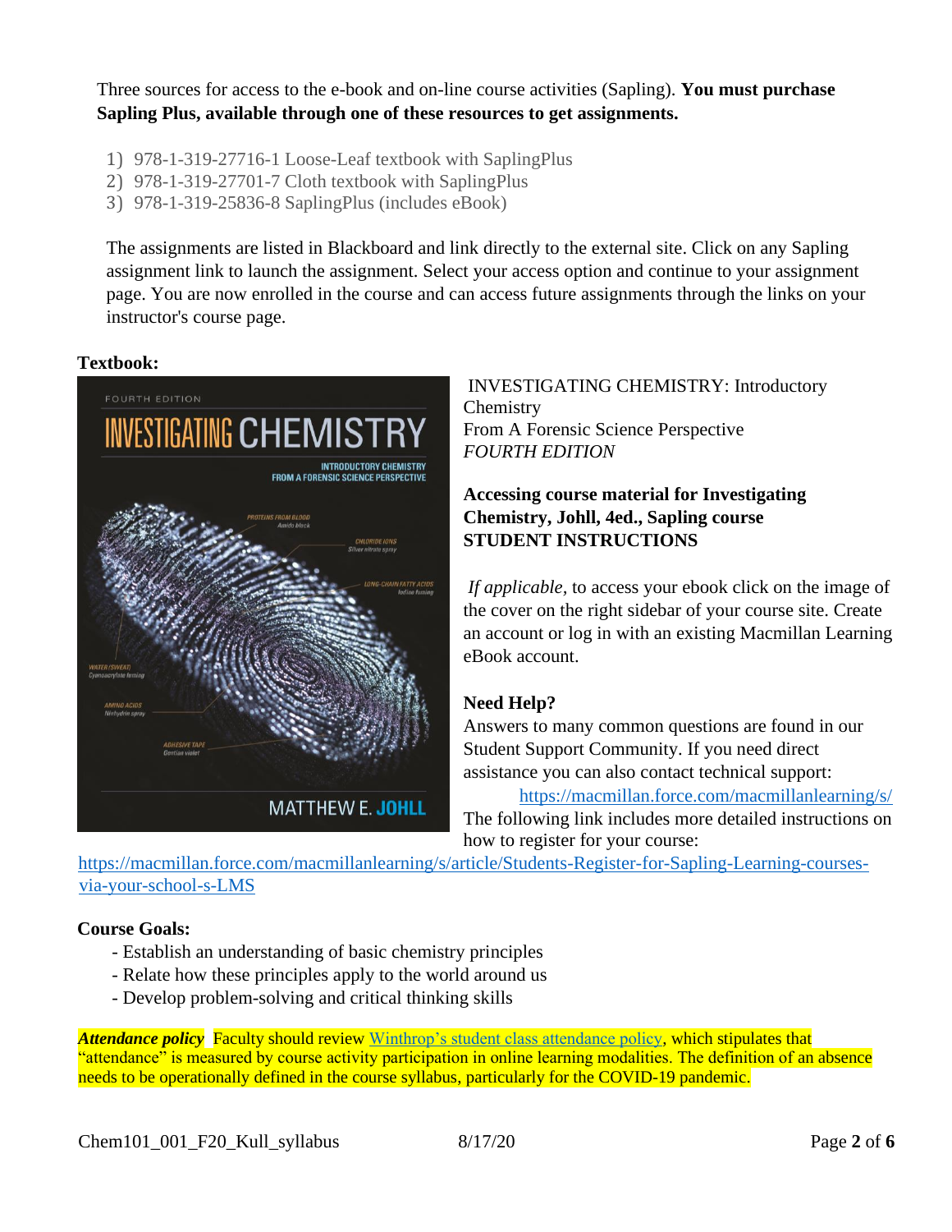Three sources for access to the e-book and on-line course activities (Sapling). **You must purchase Sapling Plus, available through one of these resources to get assignments.**

1) 978-1-319-27716-1 Loose-Leaf textbook with SaplingPlus
2) 978-1-319-27701-7 Cloth textbook with SaplingPlus
3) 978-1-319-25836-8 SaplingPlus (includes eBook)

The assignments are listed in Blackboard and link directly to the external site. Click on any Sapling assignment link to launch the assignment. Select your access option and continue to your assignment page. You are now enrolled in the course and can access future assignments through the links on your instructor's course page.

**Textbook:**

INVESTIGATING CHEMISTRY: Introductory Chemistry
From A Forensic Science Perspective
*FOURTH EDITION*

**Accessing course material for Investigating Chemistry, Johll, 4ed., Sapling course STUDENT INSTRUCTIONS**

*If applicable*, to access your ebook click on the image of the cover on the right sidebar of your course site. Create an account or log in with an existing Macmillan Learning eBook account.

**Need Help?**
Answers to many common questions are found in our Student Support Community. If you need direct assistance you can also contact technical support:
https://macmillan.force.com/macmillanlearning/s/
The following link includes more detailed instructions on how to register for your course:
https://macmillan.force.com/macmillanlearning/s/article/Students-Register-for-Sapling-Learning-courses-via-your-school-s-LMS

**Course Goals:**
- Establish an understanding of basic chemistry principles
- Relate how these principles apply to the world around us
- Develop problem-solving and critical thinking skills

***Attendance policy*** Faculty should review Winthrop's student class attendance policy, which stipulates that "attendance" is measured by course activity participation in online learning modalities. The definition of an absence needs to be operationally defined in the course syllabus, particularly for the COVID-19 pandemic.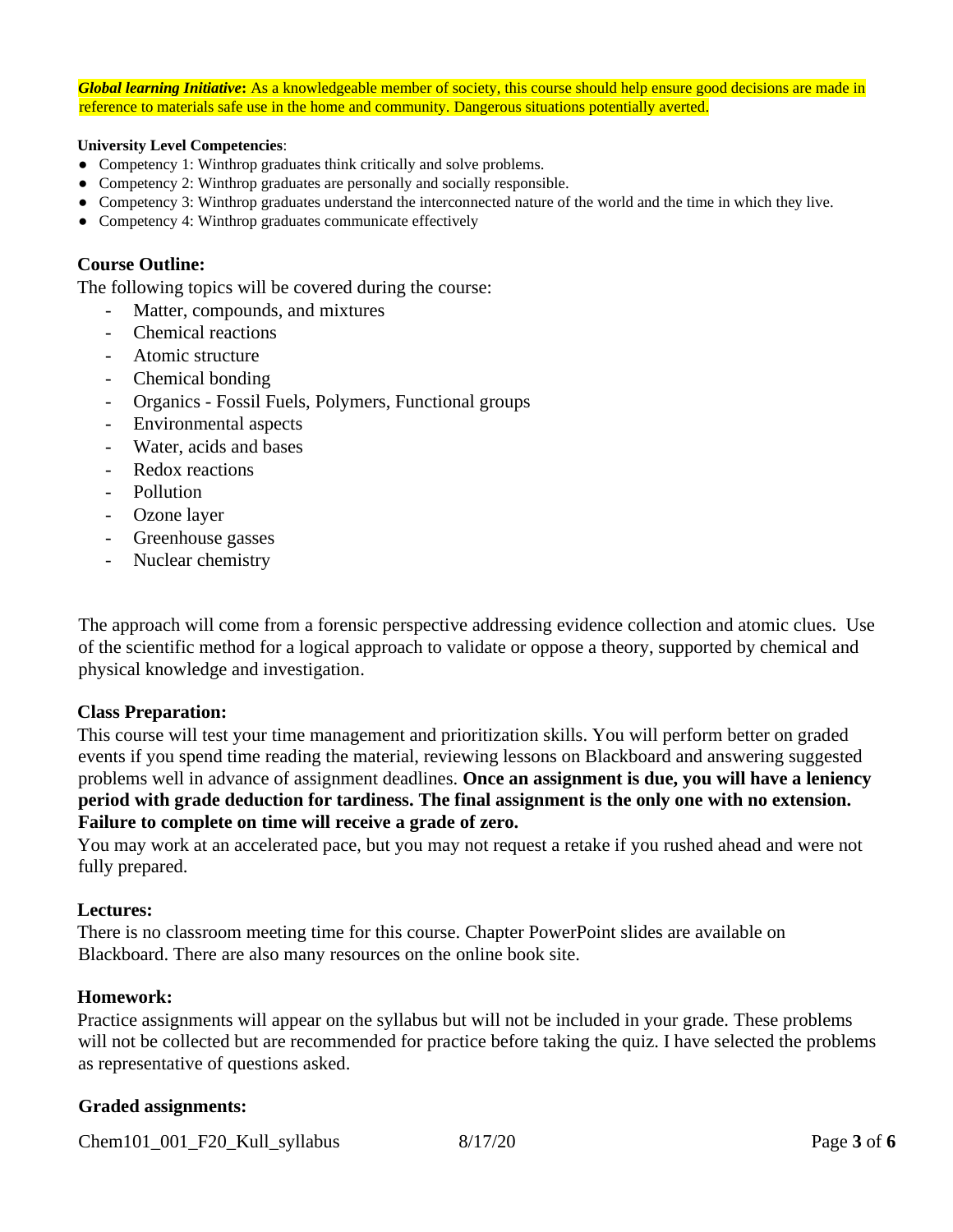***Global learning Initiative*:** As a knowledgeable member of society, this course should help ensure good decisions are made in reference to materials safe use in the home and community. Dangerous situations potentially averted.

**University Level Competencies**:

- Competency 1: Winthrop graduates think critically and solve problems.
- Competency 2: Winthrop graduates are personally and socially responsible.
- Competency 3: Winthrop graduates understand the interconnected nature of the world and the time in which they live.
- Competency 4: Winthrop graduates communicate effectively

### Course Outline:

The following topics will be covered during the course:

- Matter, compounds, and mixtures
- Chemical reactions
- Atomic structure
- Chemical bonding
- Organics - Fossil Fuels, Polymers, Functional groups
- Environmental aspects
- Water, acids and bases
- Redox reactions
- Pollution
- Ozone layer
- Greenhouse gasses
- Nuclear chemistry

The approach will come from a forensic perspective addressing evidence collection and atomic clues. Use of the scientific method for a logical approach to validate or oppose a theory, supported by chemical and physical knowledge and investigation.

### Class Preparation:

This course will test your time management and prioritization skills. You will perform better on graded events if you spend time reading the material, reviewing lessons on Blackboard and answering suggested problems well in advance of assignment deadlines. **Once an assignment is due, you will have a leniency period with grade deduction for tardiness. The final assignment is the only one with no extension. Failure to complete on time will receive a grade of zero.**

You may work at an accelerated pace, but you may not request a retake if you rushed ahead and were not fully prepared.

### Lectures:

There is no classroom meeting time for this course. Chapter PowerPoint slides are available on Blackboard. There are also many resources on the online book site.

### Homework:

Practice assignments will appear on the syllabus but will not be included in your grade. These problems will not be collected but are recommended for practice before taking the quiz. I have selected the problems as representative of questions asked.

### Graded assignments: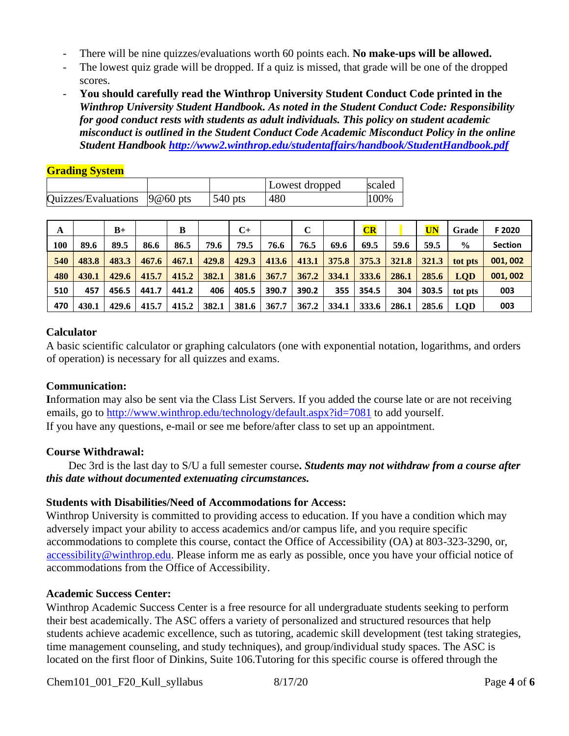- There will be nine quizzes/evaluations worth 60 points each. **No make-ups will be allowed.**
- The lowest quiz grade will be dropped. If a quiz is missed, that grade will be one of the dropped scores.
- **You should carefully read the Winthrop University Student Conduct Code printed in the *Winthrop University Student Handbook. As noted in the Student Conduct Code: Responsibility for good conduct rests with students as adult individuals. This policy on student academic misconduct is outlined in the Student Conduct Code Academic Misconduct Policy in the online Student Handbook http://www2.winthrop.edu/studentaffairs/handbook/StudentHandbook.pdf***

**Grading System**

| | | | Lowest dropped | scaled |
|---|---|---|---|---|
| Quizzes/Evaluations | 9@60 pts | 540 pts | 480 | 100% |

| A | | B+ | | B | | C+ | | C | | CR | | UN | Grade | F 2020 |
|---|---|---|---|---|---|---|---|---|---|---|---|---|---|---|
| 100 | 89.6 | 89.5 | 86.6 | 86.5 | 79.6 | 79.5 | 76.6 | 76.5 | 69.6 | 69.5 | 59.6 | 59.5 | % | Section |
| 540 | 483.8 | 483.3 | 467.6 | 467.1 | 429.8 | 429.3 | 413.6 | 413.1 | 375.8 | 375.3 | 321.8 | 321.3 | tot pts | 001, 002 |
| 480 | 430.1 | 429.6 | 415.7 | 415.2 | 382.1 | 381.6 | 367.7 | 367.2 | 334.1 | 333.6 | 286.1 | 285.6 | LQD | 001, 002 |
| 510 | 457 | 456.5 | 441.7 | 441.2 | 406 | 405.5 | 390.7 | 390.2 | 355 | 354.5 | 304 | 303.5 | tot pts | 003 |
| 470 | 430.1 | 429.6 | 415.7 | 415.2 | 382.1 | 381.6 | 367.7 | 367.2 | 334.1 | 333.6 | 286.1 | 285.6 | LQD | 003 |

### Calculator

A basic scientific calculator or graphing calculators (one with exponential notation, logarithms, and orders of operation) is necessary for all quizzes and exams.

### Communication:

Information may also be sent via the Class List Servers. If you added the course late or are not receiving emails, go to http://www.winthrop.edu/technology/default.aspx?id=7081 to add yourself.
If you have any questions, e-mail or see me before/after class to set up an appointment.

### Course Withdrawal:

Dec 3rd is the last day to S/U a full semester course**. *Students may not withdraw from a course after this date without documented extenuating circumstances.***

### Students with Disabilities/Need of Accommodations for Access:

Winthrop University is committed to providing access to education. If you have a condition which may adversely impact your ability to access academics and/or campus life, and you require specific accommodations to complete this course, contact the Office of Accessibility (OA) at 803-323-3290, or, accessibility@winthrop.edu. Please inform me as early as possible, once you have your official notice of accommodations from the Office of Accessibility.

### Academic Success Center:

Winthrop Academic Success Center is a free resource for all undergraduate students seeking to perform their best academically. The ASC offers a variety of personalized and structured resources that help students achieve academic excellence, such as tutoring, academic skill development (test taking strategies, time management counseling, and study techniques), and group/individual study spaces. The ASC is located on the first floor of Dinkins, Suite 106.Tutoring for this specific course is offered through the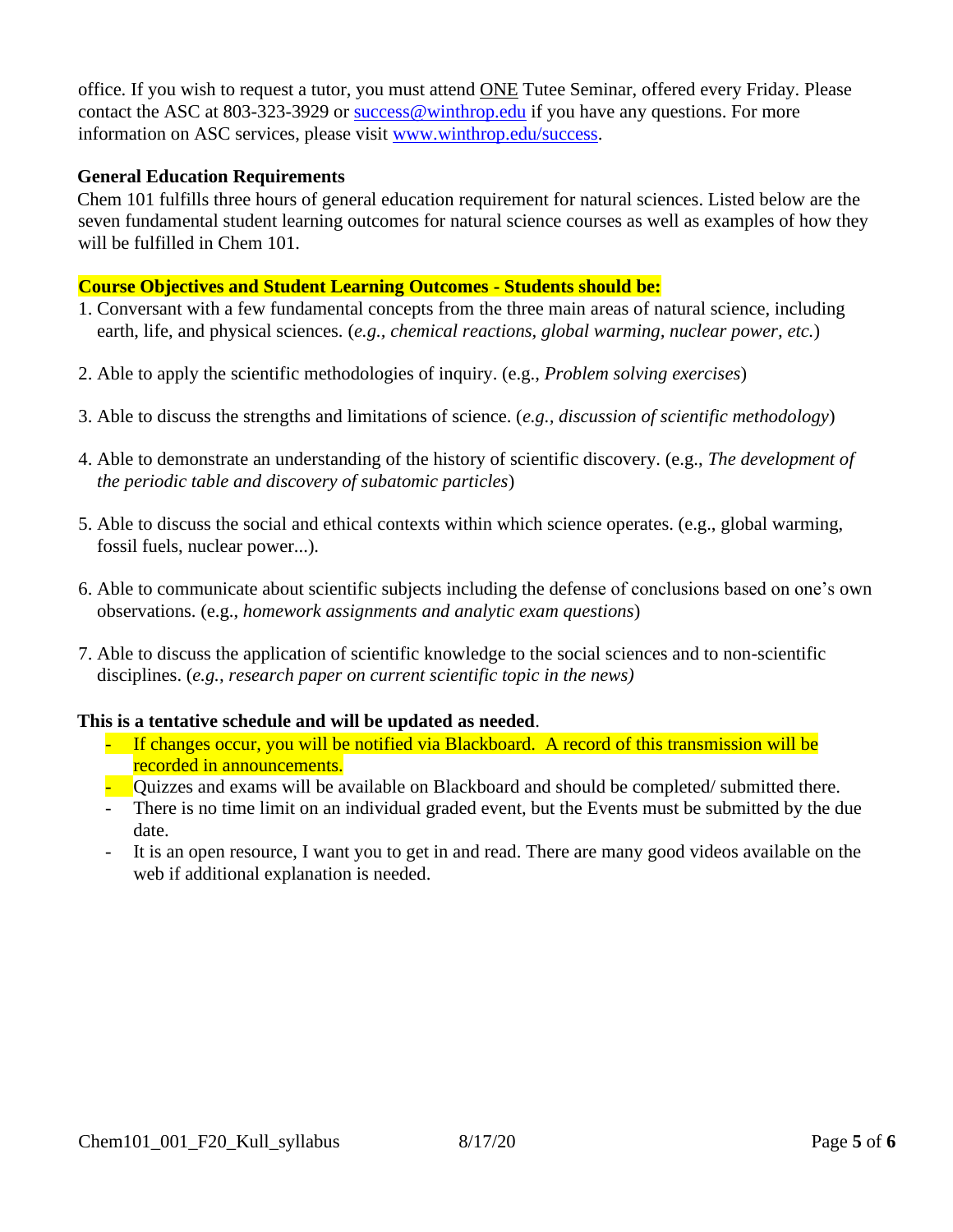office. If you wish to request a tutor, you must attend ONE Tutee Seminar, offered every Friday. Please contact the ASC at 803-323-3929 or success@winthrop.edu if you have any questions. For more information on ASC services, please visit www.winthrop.edu/success.

**General Education Requirements**

Chem 101 fulfills three hours of general education requirement for natural sciences. Listed below are the seven fundamental student learning outcomes for natural science courses as well as examples of how they will be fulfilled in Chem 101.

**Course Objectives and Student Learning Outcomes - Students should be:**

1. Conversant with a few fundamental concepts from the three main areas of natural science, including earth, life, and physical sciences. (*e.g., chemical reactions, global warming, nuclear power, etc.*)

2. Able to apply the scientific methodologies of inquiry. (e.g., *Problem solving exercises*)

3. Able to discuss the strengths and limitations of science. (*e.g., discussion of scientific methodology*)

4. Able to demonstrate an understanding of the history of scientific discovery. (e.g., *The development of the periodic table and discovery of subatomic particles*)

5. Able to discuss the social and ethical contexts within which science operates. (e.g., global warming, fossil fuels, nuclear power...).

6. Able to communicate about scientific subjects including the defense of conclusions based on one's own observations. (e.g., *homework assignments and analytic exam questions*)

7. Able to discuss the application of scientific knowledge to the social sciences and to non-scientific disciplines. (*e.g., research paper on current scientific topic in the news)*

**This is a tentative schedule and will be updated as needed**.

- If changes occur, you will be notified via Blackboard. A record of this transmission will be recorded in announcements.
- Quizzes and exams will be available on Blackboard and should be completed/ submitted there.
- There is no time limit on an individual graded event, but the Events must be submitted by the due date.
- It is an open resource, I want you to get in and read. There are many good videos available on the web if additional explanation is needed.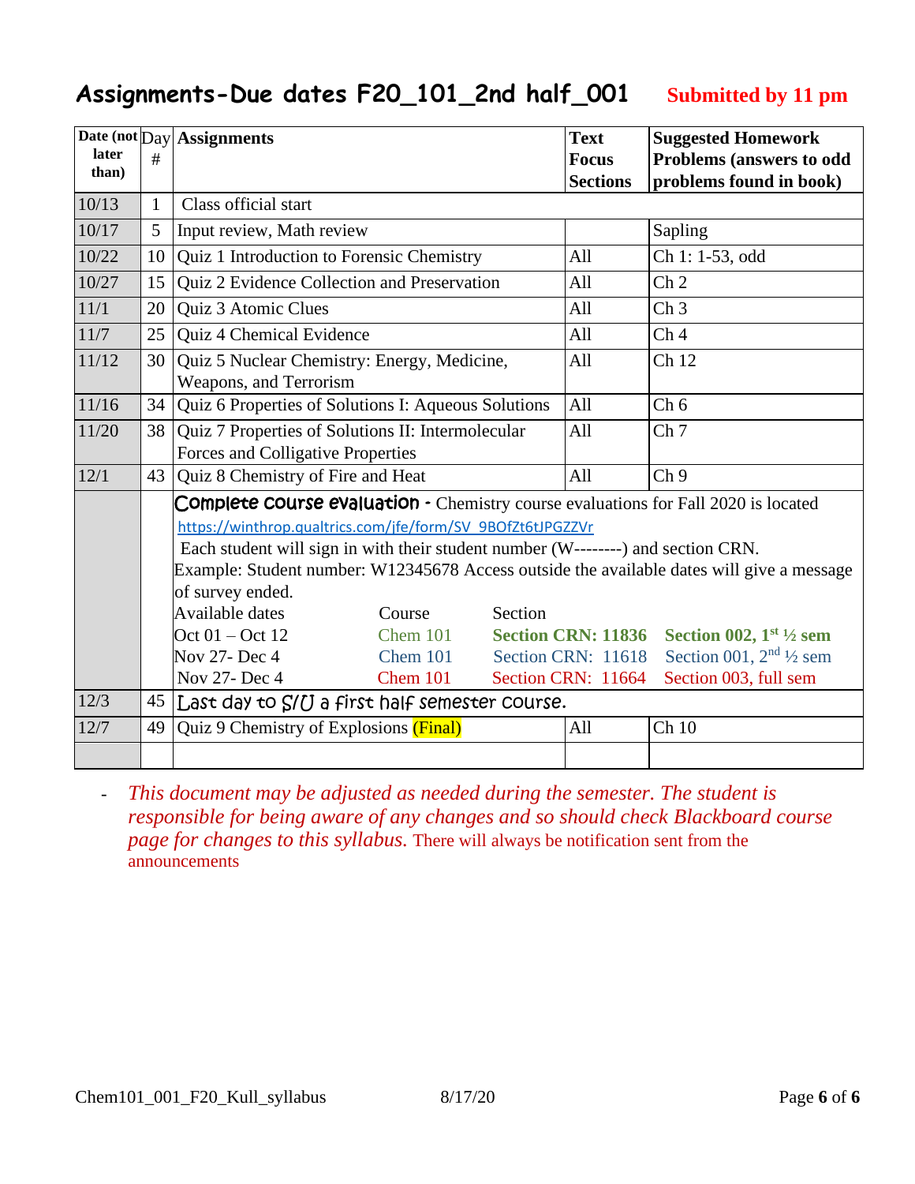# Assignments-Due dates F20_101_2nd half_001 **Submitted by 11 pm**

| Date (not later than) | Day # | Assignments | Text Focus Sections | Suggested Homework Problems (answers to odd problems found in book) |
|---|---|---|---|---|
| 10/13 | 1 | Class official start | | |
| 10/17 | 5 | Input review, Math review | | Sapling |
| 10/22 | 10 | Quiz 1 Introduction to Forensic Chemistry | All | Ch 1: 1-53, odd |
| 10/27 | 15 | Quiz 2 Evidence Collection and Preservation | All | Ch 2 |
| 11/1 | 20 | Quiz 3 Atomic Clues | All | Ch 3 |
| 11/7 | 25 | Quiz 4 Chemical Evidence | All | Ch 4 |
| 11/12 | 30 | Quiz 5 Nuclear Chemistry: Energy, Medicine, Weapons, and Terrorism | All | Ch 12 |
| 11/16 | 34 | Quiz 6 Properties of Solutions I: Aqueous Solutions | All | Ch 6 |
| 11/20 | 38 | Quiz 7 Properties of Solutions II: Intermolecular Forces and Colligative Properties | All | Ch 7 |
| 12/1 | 43 | Quiz 8 Chemistry of Fire and Heat | All | Ch 9 |
| | | **Complete course evaluation** - Chemistry course evaluations for Fall 2020 is located https://winthrop.qualtrics.com/jfe/form/SV_9BOfZt6tJPGZZVr Each student will sign in with their student number (W--------) and section CRN. Example: Student number: W12345678 Access outside the available dates will give a message of survey ended. Available dates / Course / Section: Oct 01 – Oct 12, Chem 101, **Section CRN: 11836**, **Section 002, 1st ½ sem**; Nov 27- Dec 4, Chem 101, Section CRN: 11618, Section 001, 2nd ½ sem; Nov 27- Dec 4, Chem 101, Section CRN: 11664, Section 003, full sem | | |
| 12/3 | 45 | Last day to S/U a first half semester course. | | |
| 12/7 | 49 | Quiz 9 Chemistry of Explosions (Final) | All | Ch 10 |
| | | | | |

- *This document may be adjusted as needed during the semester. The student is responsible for being aware of any changes and so should check Blackboard course page for changes to this syllabus.* There will always be notification sent from the announcements